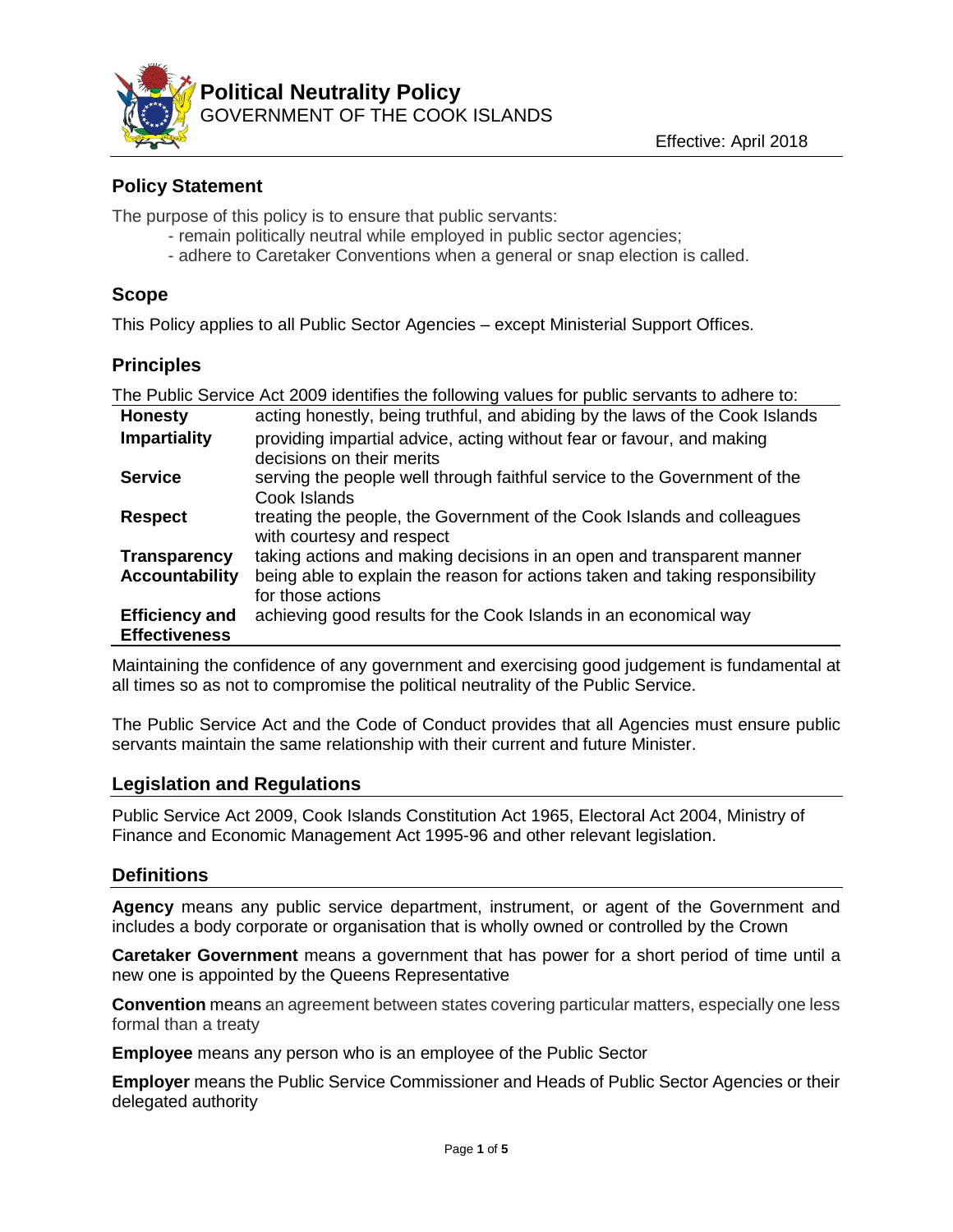# Political Neutrality Policy

GOVERNMENT OF THE COOK ISLANDS

Effective: April 2018

## Policy Statement

The purpose of this policy is to ensure that public servants:

- remain politically neutral while employed in public sector agencies;
- adhere to Caretaker Conventions when a general or snap election is called.

## Scope

This Policy applies to all Public Sector Agencies – except Ministerial Support Offices.

## Principles

The Public Service Act 2009 identifies the following values for public servants to adhere to:

| | |
|---|---|
| **Honesty** | acting honestly, being truthful, and abiding by the laws of the Cook Islands |
| **Impartiality** | providing impartial advice, acting without fear or favour, and making decisions on their merits |
| **Service** | serving the people well through faithful service to the Government of the Cook Islands |
| **Respect** | treating the people, the Government of the Cook Islands and colleagues with courtesy and respect |
| **Transparency** | taking actions and making decisions in an open and transparent manner |
| **Accountability** | being able to explain the reason for actions taken and taking responsibility for those actions |
| **Efficiency and Effectiveness** | achieving good results for the Cook Islands in an economical way |

Maintaining the confidence of any government and exercising good judgement is fundamental at all times so as not to compromise the political neutrality of the Public Service.

The Public Service Act and the Code of Conduct provides that all Agencies must ensure public servants maintain the same relationship with their current and future Minister.

## Legislation and Regulations

Public Service Act 2009, Cook Islands Constitution Act 1965, Electoral Act 2004, Ministry of Finance and Economic Management Act 1995-96 and other relevant legislation.

## Definitions

**Agency** means any public service department, instrument, or agent of the Government and includes a body corporate or organisation that is wholly owned or controlled by the Crown

**Caretaker Government** means a government that has power for a short period of time until a new one is appointed by the Queens Representative

**Convention** means an agreement between states covering particular matters, especially one less formal than a treaty

**Employee** means any person who is an employee of the Public Sector

**Employer** means the Public Service Commissioner and Heads of Public Sector Agencies or their delegated authority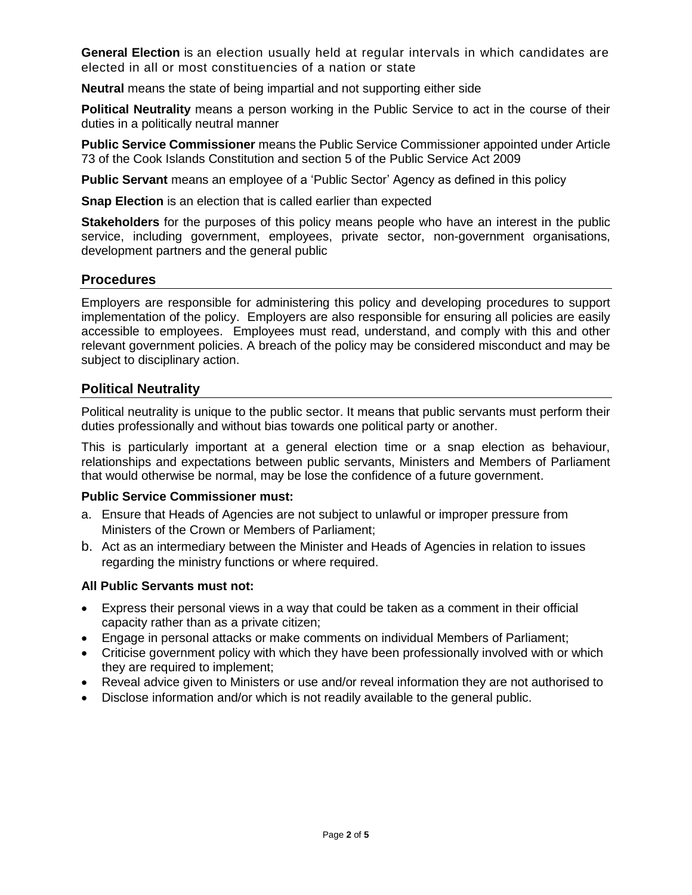**General Election** is an election usually held at regular intervals in which candidates are elected in all or most constituencies of a nation or state

**Neutral** means the state of being impartial and not supporting either side

**Political Neutrality** means a person working in the Public Service to act in the course of their duties in a politically neutral manner

**Public Service Commissioner** means the Public Service Commissioner appointed under Article 73 of the Cook Islands Constitution and section 5 of the Public Service Act 2009

**Public Servant** means an employee of a 'Public Sector' Agency as defined in this policy

**Snap Election** is an election that is called earlier than expected

**Stakeholders** for the purposes of this policy means people who have an interest in the public service, including government, employees, private sector, non-government organisations, development partners and the general public

## Procedures

Employers are responsible for administering this policy and developing procedures to support implementation of the policy. Employers are also responsible for ensuring all policies are easily accessible to employees. Employees must read, understand, and comply with this and other relevant government policies. A breach of the policy may be considered misconduct and may be subject to disciplinary action.

## Political Neutrality

Political neutrality is unique to the public sector. It means that public servants must perform their duties professionally and without bias towards one political party or another.

This is particularly important at a general election time or a snap election as behaviour, relationships and expectations between public servants, Ministers and Members of Parliament that would otherwise be normal, may be lose the confidence of a future government.

**Public Service Commissioner must:**

a. Ensure that Heads of Agencies are not subject to unlawful or improper pressure from Ministers of the Crown or Members of Parliament;
b. Act as an intermediary between the Minister and Heads of Agencies in relation to issues regarding the ministry functions or where required.

**All Public Servants must not:**

- Express their personal views in a way that could be taken as a comment in their official capacity rather than as a private citizen;
- Engage in personal attacks or make comments on individual Members of Parliament;
- Criticise government policy with which they have been professionally involved with or which they are required to implement;
- Reveal advice given to Ministers or use and/or reveal information they are not authorised to
- Disclose information and/or which is not readily available to the general public.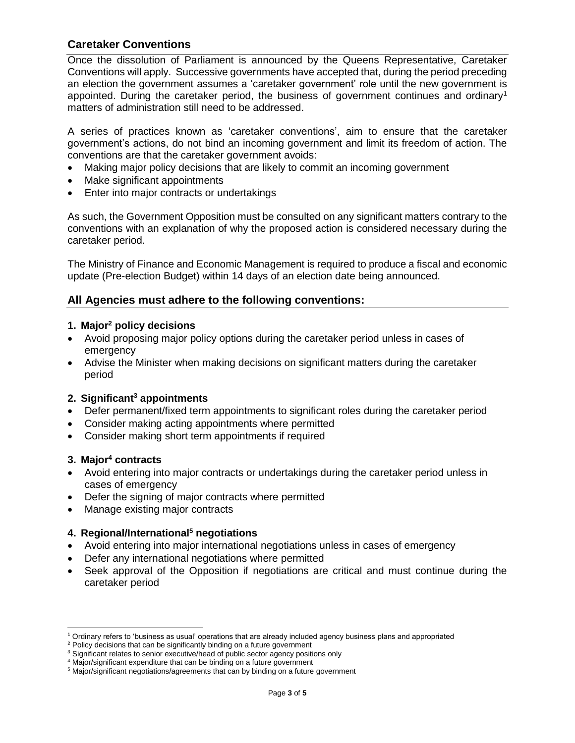## Caretaker Conventions

Once the dissolution of Parliament is announced by the Queens Representative, Caretaker Conventions will apply. Successive governments have accepted that, during the period preceding an election the government assumes a 'caretaker government' role until the new government is appointed. During the caretaker period, the business of government continues and ordinary[1] matters of administration still need to be addressed.

A series of practices known as 'caretaker conventions', aim to ensure that the caretaker government's actions, do not bind an incoming government and limit its freedom of action. The conventions are that the caretaker government avoids:

- Making major policy decisions that are likely to commit an incoming government
- Make significant appointments
- Enter into major contracts or undertakings

As such, the Government Opposition must be consulted on any significant matters contrary to the conventions with an explanation of why the proposed action is considered necessary during the caretaker period.

The Ministry of Finance and Economic Management is required to produce a fiscal and economic update (Pre-election Budget) within 14 days of an election date being announced.

## All Agencies must adhere to the following conventions:

### 1. Major[2] policy decisions

- Avoid proposing major policy options during the caretaker period unless in cases of emergency
- Advise the Minister when making decisions on significant matters during the caretaker period

### 2. Significant[3] appointments

- Defer permanent/fixed term appointments to significant roles during the caretaker period
- Consider making acting appointments where permitted
- Consider making short term appointments if required

### 3. Major[4] contracts

- Avoid entering into major contracts or undertakings during the caretaker period unless in cases of emergency
- Defer the signing of major contracts where permitted
- Manage existing major contracts

### 4. Regional/International[5] negotiations

- Avoid entering into major international negotiations unless in cases of emergency
- Defer any international negotiations where permitted
- Seek approval of the Opposition if negotiations are critical and must continue during the caretaker period

---

[1] Ordinary refers to 'business as usual' operations that are already included agency business plans and appropriated

[2] Policy decisions that can be significantly binding on a future government

[3] Significant relates to senior executive/head of public sector agency positions only

[4] Major/significant expenditure that can be binding on a future government

[5] Major/significant negotiations/agreements that can by binding on a future government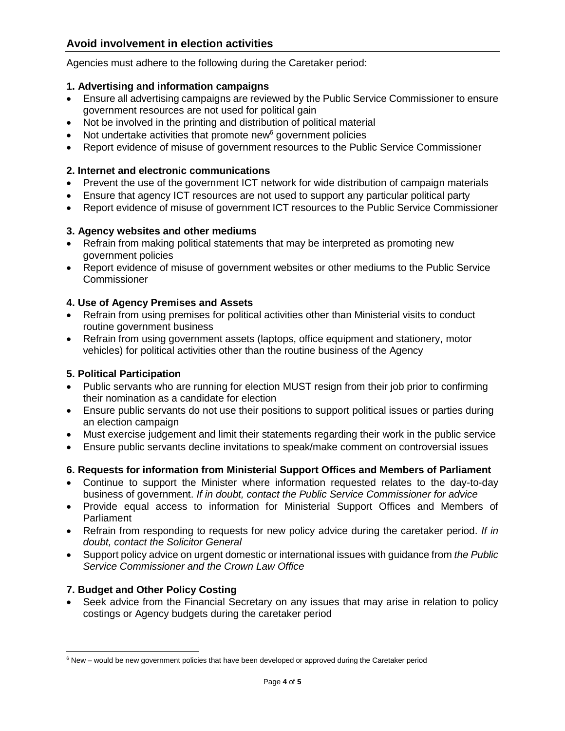## Avoid involvement in election activities

Agencies must adhere to the following during the Caretaker period:

### 1. Advertising and information campaigns

- Ensure all advertising campaigns are reviewed by the Public Service Commissioner to ensure government resources are not used for political gain
- Not be involved in the printing and distribution of political material
- Not undertake activities that promote new[6] government policies
- Report evidence of misuse of government resources to the Public Service Commissioner

### 2. Internet and electronic communications

- Prevent the use of the government ICT network for wide distribution of campaign materials
- Ensure that agency ICT resources are not used to support any particular political party
- Report evidence of misuse of government ICT resources to the Public Service Commissioner

### 3. Agency websites and other mediums

- Refrain from making political statements that may be interpreted as promoting new government policies
- Report evidence of misuse of government websites or other mediums to the Public Service Commissioner

### 4. Use of Agency Premises and Assets

- Refrain from using premises for political activities other than Ministerial visits to conduct routine government business
- Refrain from using government assets (laptops, office equipment and stationery, motor vehicles) for political activities other than the routine business of the Agency

### 5. Political Participation

- Public servants who are running for election MUST resign from their job prior to confirming their nomination as a candidate for election
- Ensure public servants do not use their positions to support political issues or parties during an election campaign
- Must exercise judgement and limit their statements regarding their work in the public service
- Ensure public servants decline invitations to speak/make comment on controversial issues

### 6. Requests for information from Ministerial Support Offices and Members of Parliament

- Continue to support the Minister where information requested relates to the day-to-day business of government. *If in doubt, contact the Public Service Commissioner for advice*
- Provide equal access to information for Ministerial Support Offices and Members of Parliament
- Refrain from responding to requests for new policy advice during the caretaker period. *If in doubt, contact the Solicitor General*
- Support policy advice on urgent domestic or international issues with guidance from *the Public Service Commissioner and the Crown Law Office*

### 7. Budget and Other Policy Costing

- Seek advice from the Financial Secretary on any issues that may arise in relation to policy costings or Agency budgets during the caretaker period

---

[6] New – would be new government policies that have been developed or approved during the Caretaker period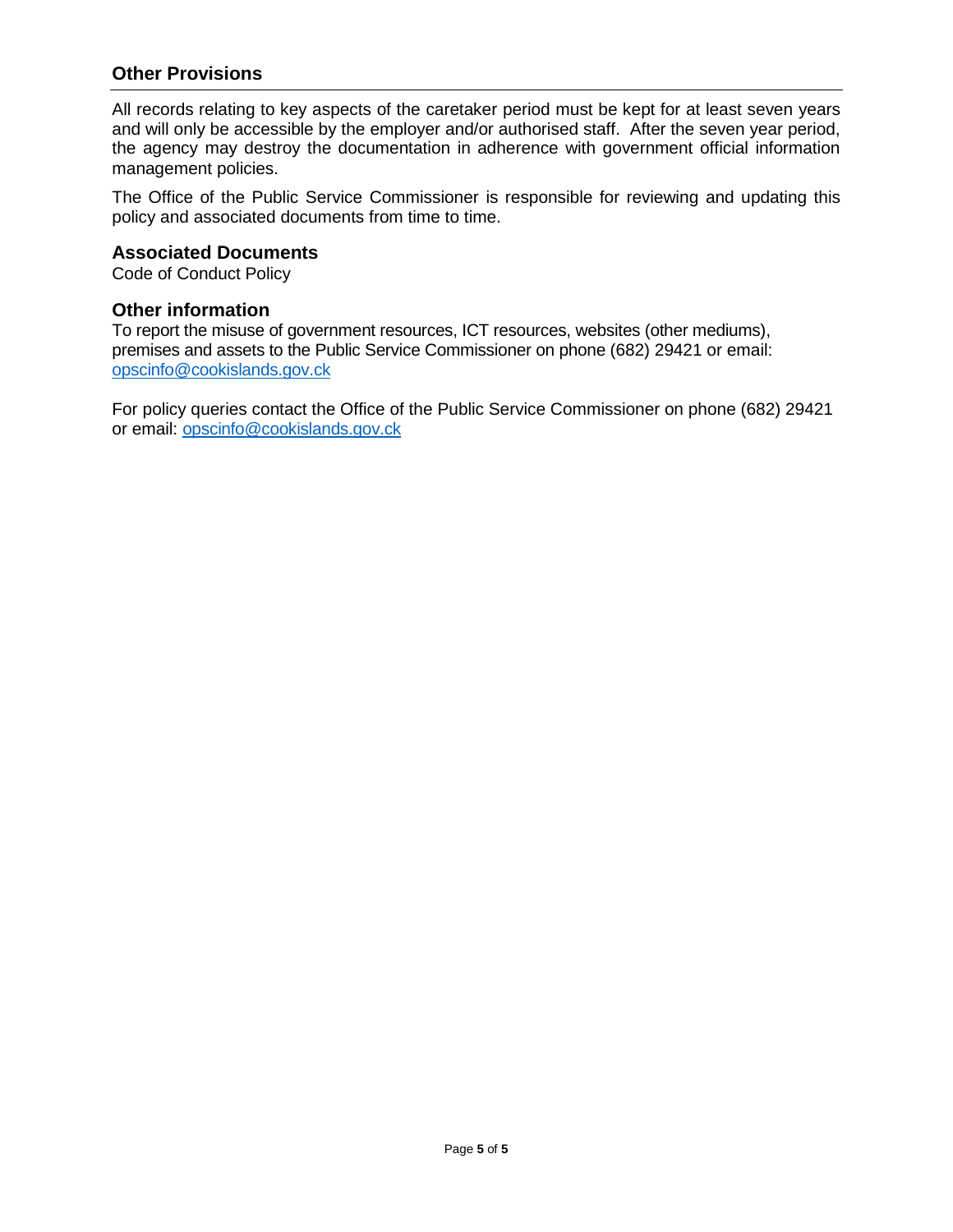## Other Provisions

All records relating to key aspects of the caretaker period must be kept for at least seven years and will only be accessible by the employer and/or authorised staff. After the seven year period, the agency may destroy the documentation in adherence with government official information management policies.

The Office of the Public Service Commissioner is responsible for reviewing and updating this policy and associated documents from time to time.

### Associated Documents

Code of Conduct Policy

### Other information

To report the misuse of government resources, ICT resources, websites (other mediums), premises and assets to the Public Service Commissioner on phone (682) 29421 or email: opscinfo@cookislands.gov.ck

For policy queries contact the Office of the Public Service Commissioner on phone (682) 29421 or email: opscinfo@cookislands.gov.ck